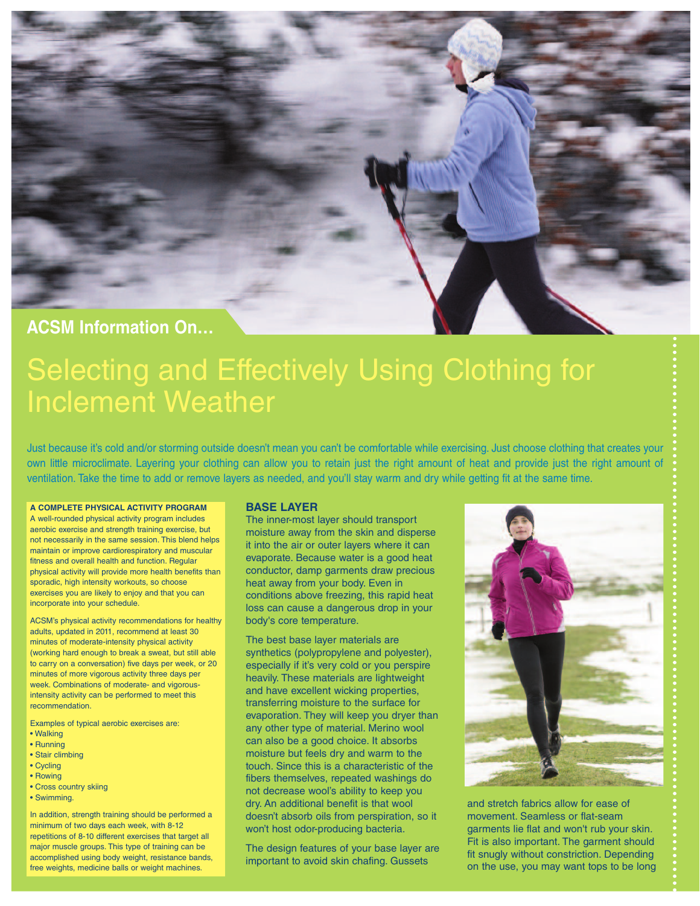ACSM Information On...

# Selecting and Effectively Using Clothing for Inclement Weather

Just because it's cold and/or storming outside doesn't mean you can't be comfortable while exercising. Just choose clothing that creates your own little microclimate. Layering your clothing can allow you to retain just the right amount of heat and provide just the right amount of ventilation. Take the time to add or remove layers as needed, and you'll stay warm and dry while getting fit at the same time.

**A COMPLETE PHYSICAL ACTIVITY PROGRAM**

A well-rounded physical activity program includes aerobic exercise and strength training exercise, but not necessarily in the same session. This blend helps maintain or improve cardiorespiratory and muscular fitness and overall health and function. Regular physical activity will provide more health benefits than sporadic, high intensity workouts, so choose exercises you are likely to enjoy and that you can incorporate into your schedule.

ACSM's physical activity recommendations for healthy adults, updated in 2011, recommend at least 30 minutes of moderate-intensity physical activity (working hard enough to break a sweat, but still able to carry on a conversation) five days per week, or 20 minutes of more vigorous activity three days per week. Combinations of moderate- and vigorous-intensity activity can be performed to meet this recommendation.

Examples of typical aerobic exercises are:

- Walking
- Running
- Stair climbing
- Cycling
- Rowing
- Cross country skiing
- Swimming.

In addition, strength training should be performed a minimum of two days each week, with 8-12 repetitions of 8-10 different exercises that target all major muscle groups. This type of training can be accomplished using body weight, resistance bands, free weights, medicine balls or weight machines.

## BASE LAYER

The inner-most layer should transport moisture away from the skin and disperse it into the air or outer layers where it can evaporate. Because water is a good heat conductor, damp garments draw precious heat away from your body. Even in conditions above freezing, this rapid heat loss can cause a dangerous drop in your body's core temperature.

The best base layer materials are synthetics (polypropylene and polyester), especially if it's very cold or you perspire heavily. These materials are lightweight and have excellent wicking properties, transferring moisture to the surface for evaporation. They will keep you dryer than any other type of material. Merino wool can also be a good choice. It absorbs moisture but feels dry and warm to the touch. Since this is a characteristic of the fibers themselves, repeated washings do not decrease wool's ability to keep you dry. An additional benefit is that wool doesn't absorb oils from perspiration, so it won't host odor-producing bacteria.

The design features of your base layer are important to avoid skin chafing. Gussets and stretch fabrics allow for ease of movement. Seamless or flat-seam garments lie flat and won't rub your skin. Fit is also important. The garment should fit snugly without constriction. Depending on the use, you may want tops to be long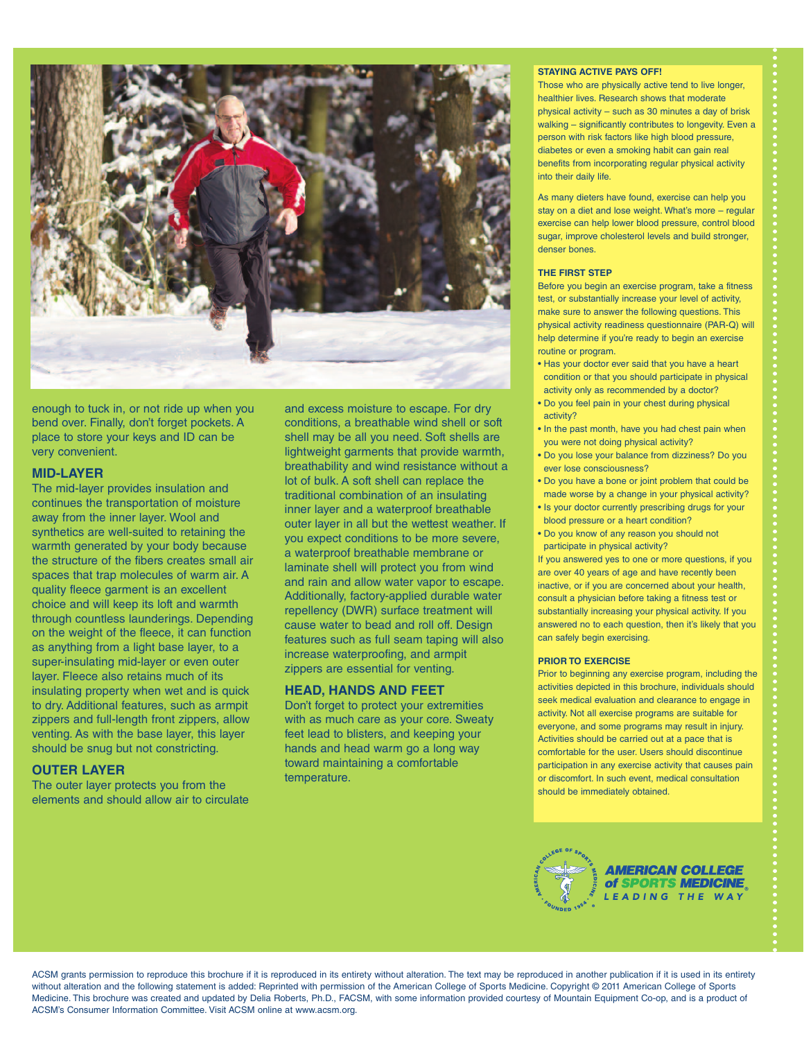enough to tuck in, or not ride up when you bend over. Finally, don't forget pockets. A place to store your keys and ID can be very convenient.

## MID-LAYER

The mid-layer provides insulation and continues the transportation of moisture away from the inner layer. Wool and synthetics are well-suited to retaining the warmth generated by your body because the structure of the fibers creates small air spaces that trap molecules of warm air. A quality fleece garment is an excellent choice and will keep its loft and warmth through countless launderings. Depending on the weight of the fleece, it can function as anything from a light base layer, to a super-insulating mid-layer or even outer layer. Fleece also retains much of its insulating property when wet and is quick to dry. Additional features, such as armpit zippers and full-length front zippers, allow venting. As with the base layer, this layer should be snug but not constricting.

## OUTER LAYER

The outer layer protects you from the elements and should allow air to circulate and excess moisture to escape. For dry conditions, a breathable wind shell or soft shell may be all you need. Soft shells are lightweight garments that provide warmth, breathability and wind resistance without a lot of bulk. A soft shell can replace the traditional combination of an insulating inner layer and a waterproof breathable outer layer in all but the wettest weather. If you expect conditions to be more severe, a waterproof breathable membrane or laminate shell will protect you from wind and rain and allow water vapor to escape. Additionally, factory-applied durable water repellency (DWR) surface treatment will cause water to bead and roll off. Design features such as full seam taping will also increase waterproofing, and armpit zippers are essential for venting.

## HEAD, HANDS AND FEET

Don't forget to protect your extremities with as much care as your core. Sweaty feet lead to blisters, and keeping your hands and head warm go a long way toward maintaining a comfortable temperature.

### STAYING ACTIVE PAYS OFF!

Those who are physically active tend to live longer, healthier lives. Research shows that moderate physical activity – such as 30 minutes a day of brisk walking – significantly contributes to longevity. Even a person with risk factors like high blood pressure, diabetes or even a smoking habit can gain real benefits from incorporating regular physical activity into their daily life.

As many dieters have found, exercise can help you stay on a diet and lose weight. What's more – regular exercise can help lower blood pressure, control blood sugar, improve cholesterol levels and build stronger, denser bones.

### THE FIRST STEP

Before you begin an exercise program, take a fitness test, or substantially increase your level of activity, make sure to answer the following questions. This physical activity readiness questionnaire (PAR-Q) will help determine if you're ready to begin an exercise routine or program.

- Has your doctor ever said that you have a heart condition or that you should participate in physical activity only as recommended by a doctor?
- Do you feel pain in your chest during physical activity?
- In the past month, have you had chest pain when you were not doing physical activity?
- Do you lose your balance from dizziness? Do you ever lose consciousness?
- Do you have a bone or joint problem that could be made worse by a change in your physical activity?
- Is your doctor currently prescribing drugs for your blood pressure or a heart condition?
- Do you know of any reason you should not participate in physical activity?

If you answered yes to one or more questions, if you are over 40 years of age and have recently been inactive, or if you are concerned about your health, consult a physician before taking a fitness test or substantially increasing your physical activity. If you answered no to each question, then it's likely that you can safely begin exercising.

### PRIOR TO EXERCISE

Prior to beginning any exercise program, including the activities depicted in this brochure, individuals should seek medical evaluation and clearance to engage in activity. Not all exercise programs are suitable for everyone, and some programs may result in injury. Activities should be carried out at a pace that is comfortable for the user. Users should discontinue participation in any exercise activity that causes pain or discomfort. In such event, medical consultation should be immediately obtained.

AMERICAN COLLEGE of SPORTS MEDICINE®
LEADING THE WAY

ACSM grants permission to reproduce this brochure if it is reproduced in its entirety without alteration. The text may be reproduced in another publication if it is used in its entirety without alteration and the following statement is added: Reprinted with permission of the American College of Sports Medicine. Copyright © 2011 American College of Sports Medicine. This brochure was created and updated by Delia Roberts, Ph.D., FACSM, with some information provided courtesy of Mountain Equipment Co-op, and is a product of ACSM's Consumer Information Committee. Visit ACSM online at www.acsm.org.